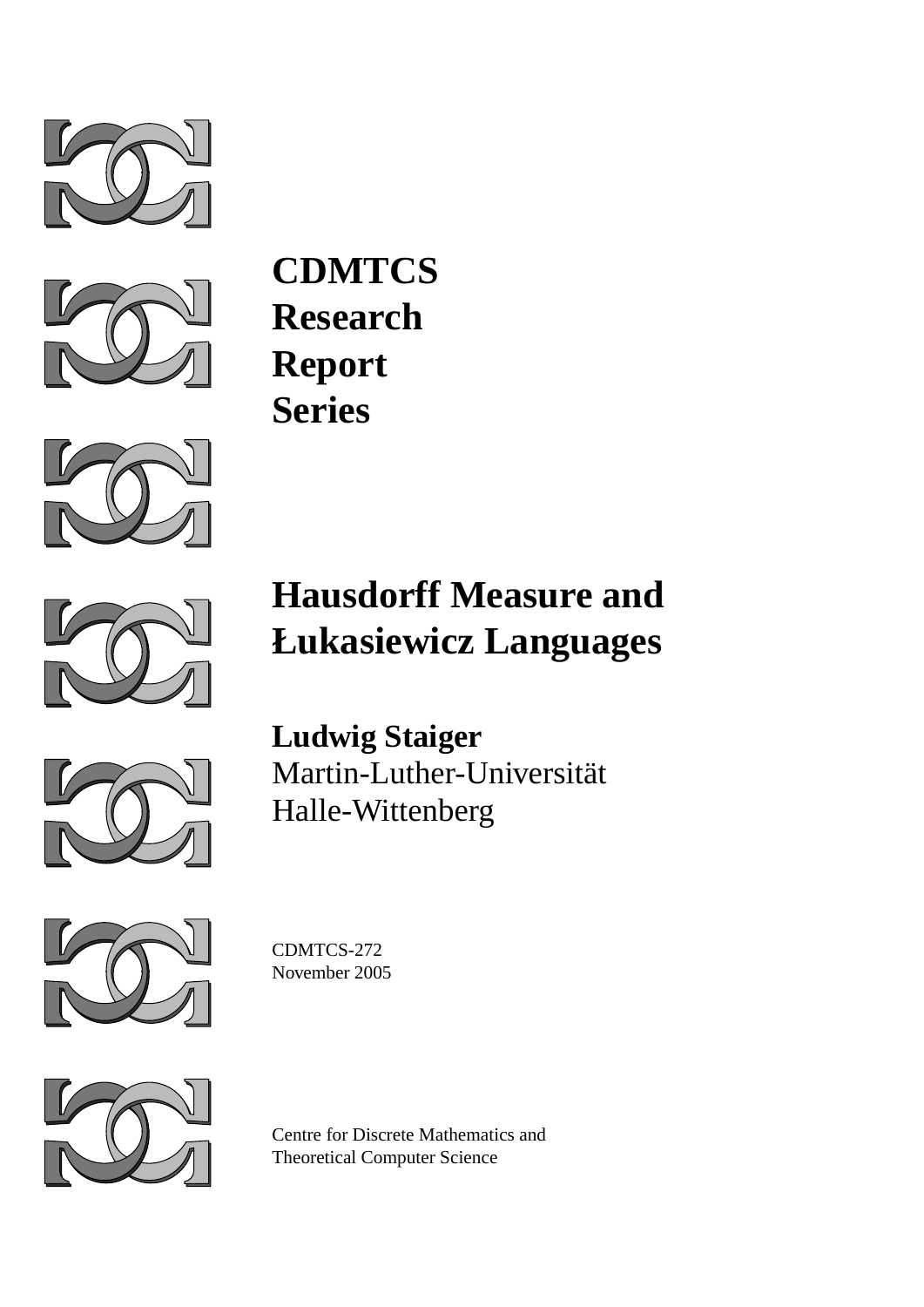**CDMTCS**
**Research**
**Report**
**Series**

# Hausdorff Measure and Łukasiewicz Languages

**Ludwig Staiger**
Martin-Luther-Universität
Halle-Wittenberg

CDMTCS-272
November 2005

Centre for Discrete Mathematics and
Theoretical Computer Science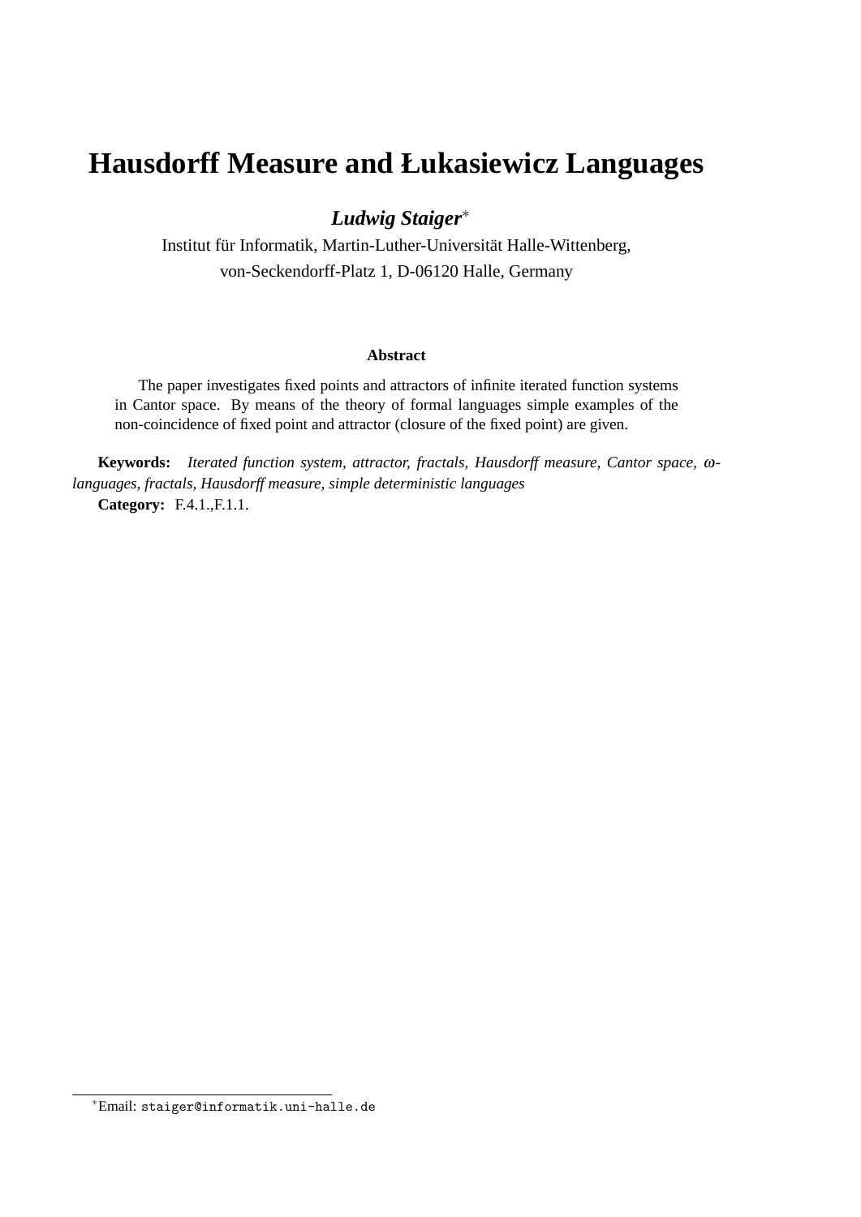# Hausdorff Measure and Łukasiewicz Languages

***Ludwig Staiger***[*]

Institut für Informatik, Martin-Luther-Universität Halle-Wittenberg,
von-Seckendorff-Platz 1, D-06120 Halle, Germany

**Abstract**

The paper investigates fixed points and attractors of infinite iterated function systems in Cantor space. By means of the theory of formal languages simple examples of the non-coincidence of fixed point and attractor (closure of the fixed point) are given.

**Keywords:** *Iterated function system, attractor, fractals, Hausdorff measure, Cantor space, $\omega$-languages, fractals, Hausdorff measure, simple deterministic languages*

**Category:** F.4.1.,F.1.1.

[*]Email: `staiger@informatik.uni-halle.de`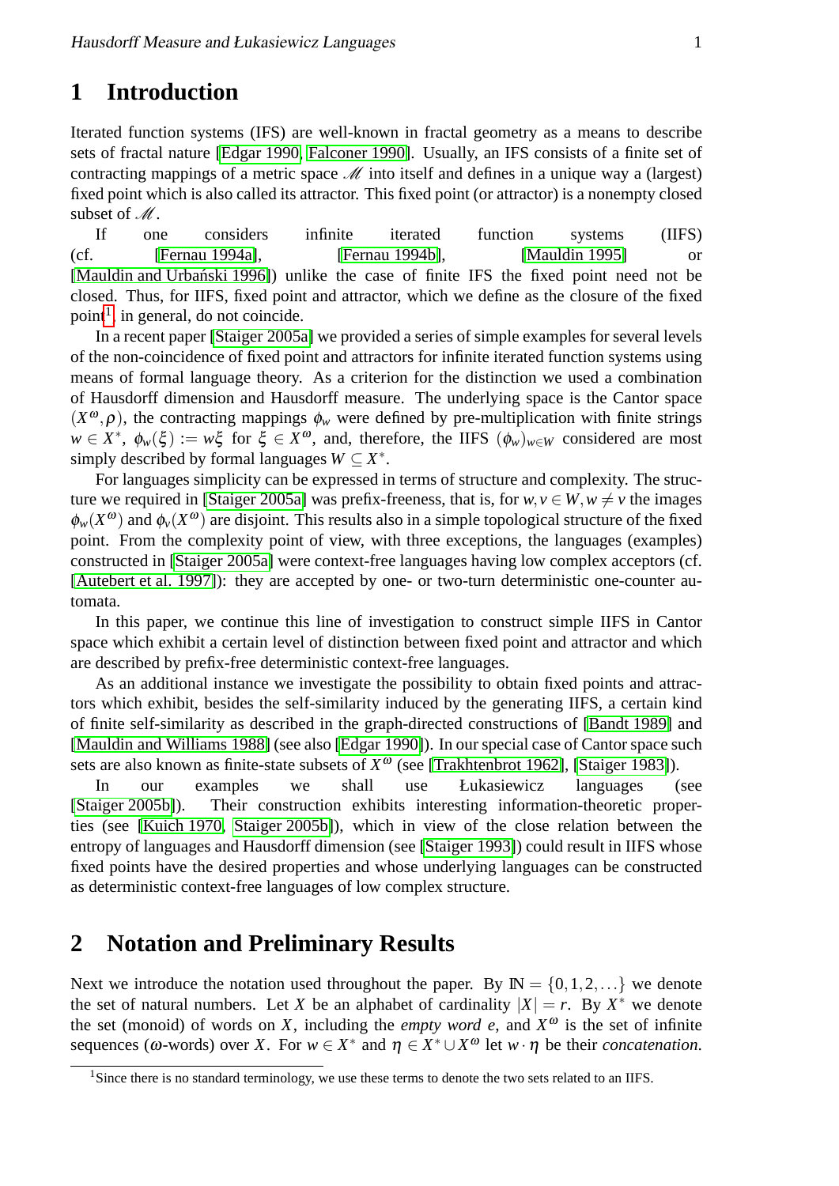# 1 Introduction

Iterated function systems (IFS) are well-known in fractal geometry as a means to describe sets of fractal nature [Edgar 1990, Falconer 1990]. Usually, an IFS consists of a finite set of contracting mappings of a metric space $\mathscr{M}$ into itself and defines in a unique way a (largest) fixed point which is also called its attractor. This fixed point (or attractor) is a nonempty closed subset of $\mathscr{M}$.

If one considers infinite iterated function systems (IIFS) (cf. [Fernau 1994a], [Fernau 1994b], [Mauldin 1995] or [Mauldin and Urbański 1996]) unlike the case of finite IFS the fixed point need not be closed. Thus, for IIFS, fixed point and attractor, which we define as the closure of the fixed point[1], in general, do not coincide.

In a recent paper [Staiger 2005a] we provided a series of simple examples for several levels of the non-coincidence of fixed point and attractors for infinite iterated function systems using means of formal language theory. As a criterion for the distinction we used a combination of Hausdorff dimension and Hausdorff measure. The underlying space is the Cantor space $(X^\omega, \rho)$, the contracting mappings $\phi_w$ were defined by pre-multiplication with finite strings $w \in X^*$, $\phi_w(\xi) := w\xi$ for $\xi \in X^\omega$, and, therefore, the IIFS $(\phi_w)_{w\in W}$ considered are most simply described by formal languages $W \subseteq X^*$.

For languages simplicity can be expressed in terms of structure and complexity. The structure we required in [Staiger 2005a] was prefix-freeness, that is, for $w, v \in W, w \neq v$ the images $\phi_w(X^\omega)$ and $\phi_v(X^\omega)$ are disjoint. This results also in a simple topological structure of the fixed point. From the complexity point of view, with three exceptions, the languages (examples) constructed in [Staiger 2005a] were context-free languages having low complex acceptors (cf. [Autebert et al. 1997]): they are accepted by one- or two-turn deterministic one-counter automata.

In this paper, we continue this line of investigation to construct simple IIFS in Cantor space which exhibit a certain level of distinction between fixed point and attractor and which are described by prefix-free deterministic context-free languages.

As an additional instance we investigate the possibility to obtain fixed points and attractors which exhibit, besides the self-similarity induced by the generating IIFS, a certain kind of finite self-similarity as described in the graph-directed constructions of [Bandt 1989] and [Mauldin and Williams 1988] (see also [Edgar 1990]). In our special case of Cantor space such sets are also known as finite-state subsets of $X^\omega$ (see [Trakhtenbrot 1962], [Staiger 1983]).

In our examples we shall use Łukasiewicz languages (see [Staiger 2005b]). Their construction exhibits interesting information-theoretic properties (see [Kuich 1970, Staiger 2005b]), which in view of the close relation between the entropy of languages and Hausdorff dimension (see [Staiger 1993]) could result in IIFS whose fixed points have the desired properties and whose underlying languages can be constructed as deterministic context-free languages of low complex structure.

# 2 Notation and Preliminary Results

Next we introduce the notation used throughout the paper. By $\mathbb{N} = \{0, 1, 2, \ldots\}$ we denote the set of natural numbers. Let $X$ be an alphabet of cardinality $|X| = r$. By $X^*$ we denote the set (monoid) of words on $X$, including the *empty word* $e$, and $X^\omega$ is the set of infinite sequences ($\omega$-words) over $X$. For $w \in X^*$ and $\eta \in X^* \cup X^\omega$ let $w \cdot \eta$ be their *concatenation*.

[1] Since there is no standard terminology, we use these terms to denote the two sets related to an IIFS.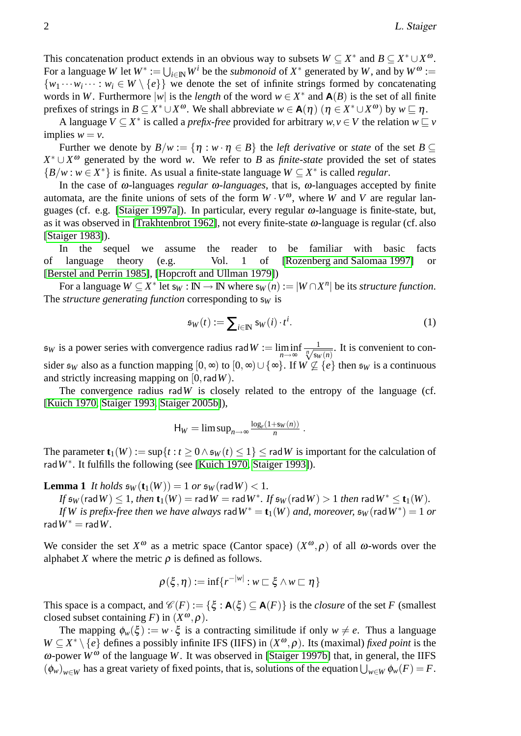This concatenation product extends in an obvious way to subsets $W \subseteq X^*$ and $B \subseteq X^* \cup X^\omega$. For a language $W$ let $W^* := \bigcup_{i \in \mathbb{N}} W^i$ be the *submonoid* of $X^*$ generated by $W$, and by $W^\omega := \{w_1 \cdots w_i \cdots : w_i \in W \setminus \{e\}\}$ we denote the set of infinite strings formed by concatenating words in $W$. Furthermore $|w|$ is the *length* of the word $w \in X^*$ and $\mathbf{A}(B)$ is the set of all finite prefixes of strings in $B \subseteq X^* \cup X^\omega$. We shall abbreviate $w \in \mathbf{A}(\eta)$ $(\eta \in X^* \cup X^\omega)$ by $w \sqsubseteq \eta$.

A language $V \subseteq X^*$ is called a *prefix-free* provided for arbitrary $w, v \in V$ the relation $w \sqsubseteq v$ implies $w = v$.

Further we denote by $B/w := \{\eta : w \cdot \eta \in B\}$ the *left derivative* or *state* of the set $B \subseteq X^* \cup X^\omega$ generated by the word $w$. We refer to $B$ as *finite-state* provided the set of states $\{B/w : w \in X^*\}$ is finite. As usual a finite-state language $W \subseteq X^*$ is called *regular*.

In the case of $\omega$-languages *regular $\omega$-languages*, that is, $\omega$-languages accepted by finite automata, are the finite unions of sets of the form $W \cdot V^\omega$, where $W$ and $V$ are regular languages (cf. e.g. [Staiger 1997a]). In particular, every regular $\omega$-language is finite-state, but, as it was observed in [Trakhtenbrot 1962], not every finite-state $\omega$-language is regular (cf. also [Staiger 1983]).

In the sequel we assume the reader to be familiar with basic facts of language theory (e.g. Vol. 1 of [Rozenberg and Salomaa 1997] or [Berstel and Perrin 1985], [Hopcroft and Ullman 1979])

For a language $W \subseteq X^*$ let $\mathsf{s}_W : \mathbb{N} \to \mathbb{N}$ where $\mathsf{s}_W(n) := |W \cap X^n|$ be its *structure function*. The *structure generating function* corresponding to $\mathsf{s}_W$ is

$$\mathfrak{s}_W(t) := \sum_{i \in \mathbb{N}} \mathsf{s}_W(i) \cdot t^i. \tag{1}$$

$\mathfrak{s}_W$ is a power series with convergence radius $\mathsf{rad}\,W := \liminf_{n \to \infty} \frac{1}{\sqrt[n]{\mathsf{s}_W(n)}}$. It is convenient to consider $\mathfrak{s}_W$ also as a function mapping $[0, \infty)$ to $[0, \infty) \cup \{\infty\}$. If $W \not\subseteq \{e\}$ then $\mathfrak{s}_W$ is a continuous and strictly increasing mapping on $[0, \mathsf{rad}\,W)$.

The convergence radius $\mathsf{rad}\,W$ is closely related to the entropy of the language (cf. [Kuich 1970, Staiger 1993, Staiger 2005b]),

$$\mathsf{H}_W = \limsup_{n \to \infty} \frac{\log_r(1 + \mathsf{s}_W(n))}{n}.$$

The parameter $\mathbf{t}_1(W) := \sup\{t : t \geq 0 \wedge \mathfrak{s}_W(t) \leq 1\} \leq \mathsf{rad}\,W$ is important for the calculation of $\mathsf{rad}\,W^*$. It fulfills the following (see [Kuich 1970, Staiger 1993]).

**Lemma 1** *It holds $\mathfrak{s}_W(\mathbf{t}_1(W)) = 1$ or $\mathfrak{s}_W(\mathsf{rad}\,W) < 1$.*

*If $\mathfrak{s}_W(\mathsf{rad}\,W) \leq 1$, then $\mathbf{t}_1(W) = \mathsf{rad}\,W = \mathsf{rad}\,W^*$. If $\mathfrak{s}_W(\mathsf{rad}\,W) > 1$ then $\mathsf{rad}\,W^* \leq \mathbf{t}_1(W)$.*

*If $W$ is prefix-free then we have always $\mathsf{rad}\,W^* = \mathbf{t}_1(W)$ and, moreover, $\mathfrak{s}_W(\mathsf{rad}\,W^*) = 1$ or $\mathsf{rad}\,W^* = \mathsf{rad}\,W$.*

We consider the set $X^\omega$ as a metric space (Cantor space) $(X^\omega, \rho)$ of all $\omega$-words over the alphabet $X$ where the metric $\rho$ is defined as follows.

$$\rho(\xi, \eta) := \inf\{r^{-|w|} : w \sqsubset \xi \wedge w \sqsubset \eta\}$$

This space is a compact, and $\mathcal{C}(F) := \{\xi : \mathbf{A}(\xi) \subseteq \mathbf{A}(F)\}$ is the *closure* of the set $F$ (smallest closed subset containing $F$) in $(X^\omega, \rho)$.

The mapping $\phi_w(\xi) := w \cdot \xi$ is a contracting similitude if only $w \neq e$. Thus a language $W \subseteq X^* \setminus \{e\}$ defines a possibly infinite IFS (IIFS) in $(X^\omega, \rho)$. Its (maximal) *fixed point* is the $\omega$-power $W^\omega$ of the language $W$. It was observed in [Staiger 1997b] that, in general, the IIFS $(\phi_w)_{w \in W}$ has a great variety of fixed points, that is, solutions of the equation $\bigcup_{w \in W} \phi_w(F) = F$.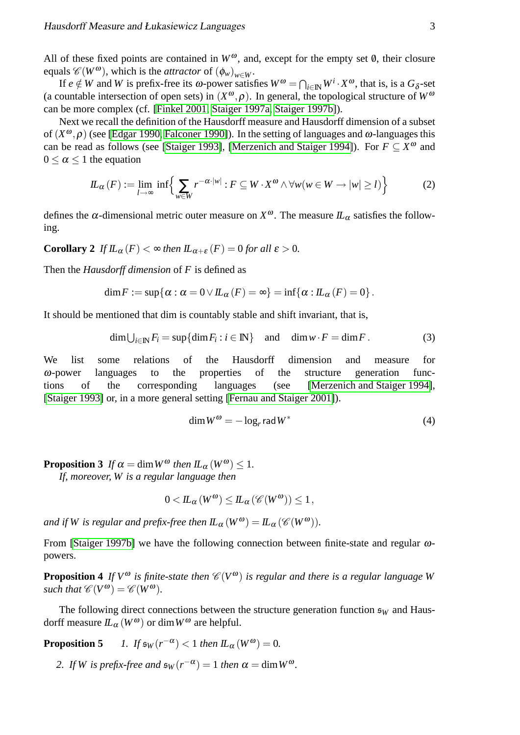All of these fixed points are contained in $W^\omega$, and, except for the empty set $\emptyset$, their closure equals $\mathscr{C}(W^\omega)$, which is the *attractor* of $(\phi_w)_{w\in W}$.

If $e \notin W$ and $W$ is prefix-free its $\omega$-power satisfies $W^\omega = \bigcap_{i\in\mathbb{N}} W^i \cdot X^\omega$, that is, is a $G_\delta$-set (a countable intersection of open sets) in $(X^\omega, \rho)$. In general, the topological structure of $W^\omega$ can be more complex (cf. [Finkel 2001, Staiger 1997a, Staiger 1997b]).

Next we recall the definition of the Hausdorff measure and Hausdorff dimension of a subset of $(X^\omega, \rho)$ (see [Edgar 1990, Falconer 1990]). In the setting of languages and $\omega$-languages this can be read as follows (see [Staiger 1993], [Merzenich and Staiger 1994]). For $F \subseteq X^\omega$ and $0 \leq \alpha \leq 1$ the equation

$$\mathbb{L}_\alpha(F) := \lim_{l\to\infty} \inf\Big\{ \sum_{w\in W} r^{-\alpha\cdot|w|} : F \subseteq W \cdot X^\omega \wedge \forall w (w \in W \to |w| \geq l) \Big\} \tag{2}$$

defines the $\alpha$-dimensional metric outer measure on $X^\omega$. The measure $\mathbb{L}_\alpha$ satisfies the following.

**Corollary 2** *If $\mathbb{L}_\alpha(F) < \infty$ then $\mathbb{L}_{\alpha+\varepsilon}(F) = 0$ for all $\varepsilon > 0$.*

Then the *Hausdorff dimension* of $F$ is defined as

$$\dim F := \sup\{\alpha : \alpha = 0 \vee \mathbb{L}_\alpha(F) = \infty\} = \inf\{\alpha : \mathbb{L}_\alpha(F) = 0\}.$$

It should be mentioned that dim is countably stable and shift invariant, that is,

$$\dim \textstyle\bigcup_{i\in\mathbb{N}} F_i = \sup\{\dim F_i : i \in \mathbb{N}\} \quad \text{and} \quad \dim w \cdot F = \dim F. \tag{3}$$

We list some relations of the Hausdorff dimension and measure for $\omega$-power languages to the properties of the structure generation functions of the corresponding languages (see [Merzenich and Staiger 1994], [Staiger 1993] or, in a more general setting [Fernau and Staiger 2001]).

$$\dim W^\omega = -\log_r \mathsf{rad}\, W^* \tag{4}$$

**Proposition 3** *If $\alpha = \dim W^\omega$ then $\mathbb{L}_\alpha(W^\omega) \leq 1$.*
*If, moreover, $W$ is a regular language then*

$$0 < \mathbb{L}_\alpha(W^\omega) \leq \mathbb{L}_\alpha(\mathscr{C}(W^\omega)) \leq 1,$$

*and if $W$ is regular and prefix-free then $\mathbb{L}_\alpha(W^\omega) = \mathbb{L}_\alpha(\mathscr{C}(W^\omega))$.*

From [Staiger 1997b] we have the following connection between finite-state and regular $\omega$-powers.

**Proposition 4** *If $V^\omega$ is finite-state then $\mathscr{C}(V^\omega)$ is regular and there is a regular language $W$ such that $\mathscr{C}(V^\omega) = \mathscr{C}(W^\omega)$.*

The following direct connections between the structure generation function $\mathfrak{s}_W$ and Hausdorff measure $\mathbb{L}_\alpha(W^\omega)$ or $\dim W^\omega$ are helpful.

**Proposition 5**

1. *If $\mathfrak{s}_W(r^{-\alpha}) < 1$ then $\mathbb{L}_\alpha(W^\omega) = 0$.*
2. *If $W$ is prefix-free and $\mathfrak{s}_W(r^{-\alpha}) = 1$ then $\alpha = \dim W^\omega$.*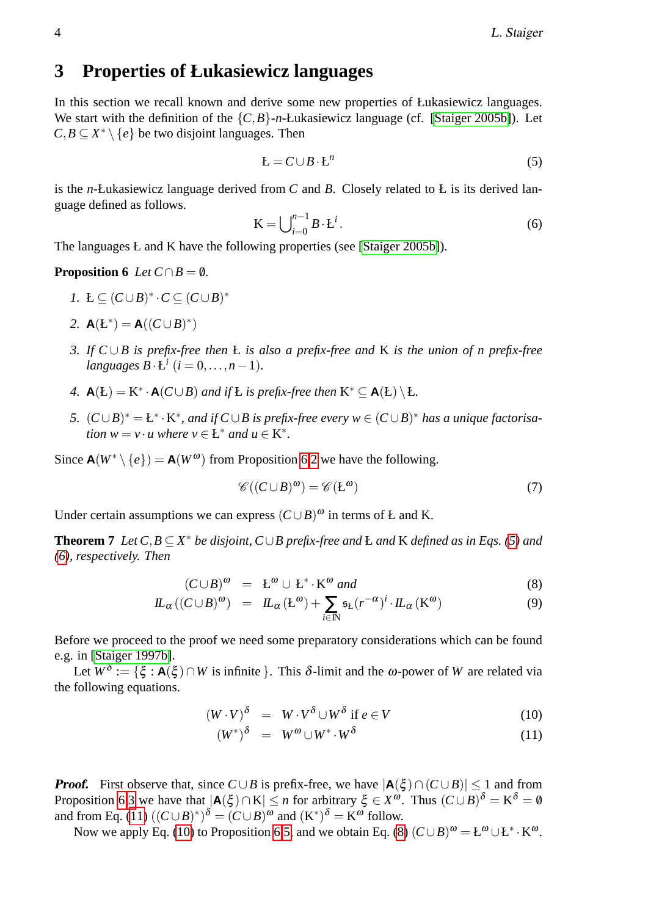## 3 Properties of Łukasiewicz languages

In this section we recall known and derive some new properties of Łukasiewicz languages. We start with the definition of the $\{C,B\}$-$n$-Łukasiewicz language (cf. [Staiger 2005b]). Let $C,B \subseteq X^* \setminus \{e\}$ be two disjoint languages. Then

$$Ł = C \cup B \cdot Ł^n \tag{5}$$

is the $n$-Łukasiewicz language derived from $C$ and $B$. Closely related to Ł is its derived language defined as follows.

$$K = \bigcup\nolimits_{i=0}^{n-1} B \cdot Ł^i . \tag{6}$$

The languages Ł and K have the following properties (see [Staiger 2005b]).

**Proposition 6** *Let $C \cap B = \emptyset$.*

1. $Ł \subseteq (C \cup B)^* \cdot C \subseteq (C \cup B)^*$
2. $\mathbf{A}(Ł^*) = \mathbf{A}((C \cup B)^*)$
3. *If $C \cup B$ is prefix-free then Ł is also a prefix-free and K is the union of $n$ prefix-free languages $B \cdot Ł^i$ $(i = 0,\ldots,n-1)$.*
4. $\mathbf{A}(Ł) = K^* \cdot \mathbf{A}(C \cup B)$ *and if Ł is prefix-free then* $K^* \subseteq \mathbf{A}(Ł) \setminus Ł$.
5. $(C \cup B)^* = Ł^* \cdot K^*$, *and if $C \cup B$ is prefix-free every $w \in (C \cup B)^*$ has a unique factorisation $w = v \cdot u$ where $v \in Ł^*$ and $u \in K^*$.*

Since $\mathbf{A}(W^* \setminus \{e\}) = \mathbf{A}(W^\omega)$ from Proposition 6.2 we have the following.

$$\mathscr{C}((C \cup B)^\omega) = \mathscr{C}(Ł^\omega) \tag{7}$$

Under certain assumptions we can express $(C \cup B)^\omega$ in terms of Ł and K.

**Theorem 7** *Let $C,B \subseteq X^*$ be disjoint, $C \cup B$ prefix-free and Ł and K defined as in Eqs. (5) and (6), respectively. Then*

$$(C \cup B)^\omega = Ł^\omega \cup Ł^* \cdot K^\omega \text{ and} \tag{8}$$

$$I\!L_\alpha((C \cup B)^\omega) = I\!L_\alpha(Ł^\omega) + \sum_{i \in I\!N} \mathfrak{s}_Ł(r^{-\alpha})^i \cdot I\!L_\alpha(K^\omega) \tag{9}$$

Before we proceed to the proof we need some preparatory considerations which can be found e.g. in [Staiger 1997b].

Let $W^\delta := \{\xi : \mathbf{A}(\xi) \cap W \text{ is infinite}\}$. This $\delta$-limit and the $\omega$-power of $W$ are related via the following equations.

$$(W \cdot V)^\delta = W \cdot V^\delta \cup W^\delta \text{ if } e \in V \tag{10}$$

$$(W^*)^\delta = W^\omega \cup W^* \cdot W^\delta \tag{11}$$

***Proof.*** First observe that, since $C \cup B$ is prefix-free, we have $|\mathbf{A}(\xi) \cap (C \cup B)| \leq 1$ and from Proposition 6.3 we have that $|\mathbf{A}(\xi) \cap K| \leq n$ for arbitrary $\xi \in X^\omega$. Thus $(C \cup B)^\delta = K^\delta = \emptyset$ and from Eq. (11) $((C \cup B)^*)^\delta = (C \cup B)^\omega$ and $(K^*)^\delta = K^\omega$ follow.

Now we apply Eq. (10) to Proposition 6.5, and we obtain Eq. (8) $(C \cup B)^\omega = Ł^\omega \cup Ł^* \cdot K^\omega$.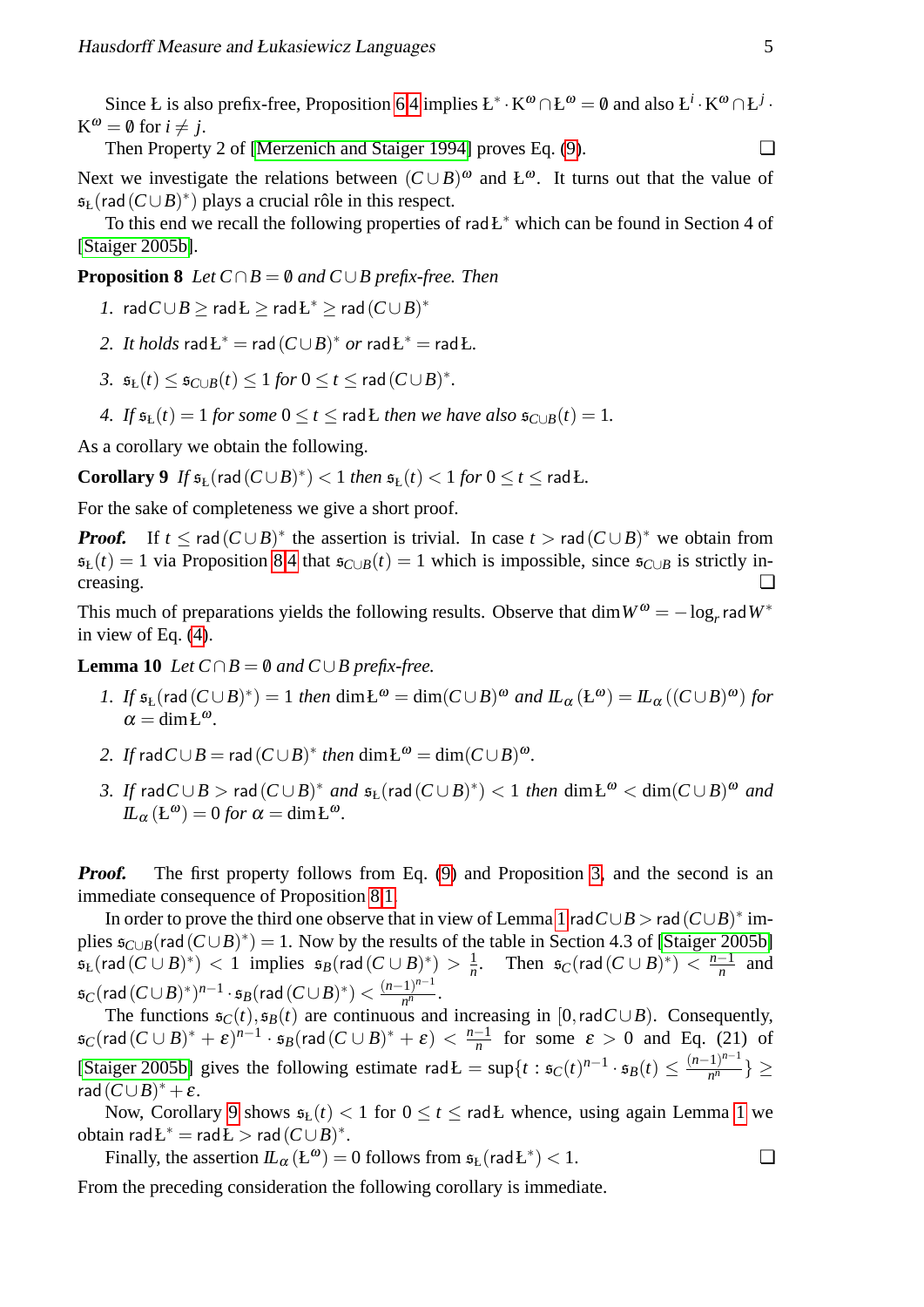Since Ł is also prefix-free, Proposition 6.4 implies $Ł^* \cdot K^\omega \cap Ł^\omega = \emptyset$ and also $Ł^i \cdot K^\omega \cap Ł^j \cdot K^\omega = \emptyset$ for $i \neq j$.

Then Property 2 of [Merzenich and Staiger 1994] proves Eq. (9). ❑

Next we investigate the relations between $(C \cup B)^\omega$ and $Ł^\omega$. It turns out that the value of $\mathfrak{s}_Ł(\operatorname{rad}(C \cup B)^*)$ plays a crucial rôle in this respect.

To this end we recall the following properties of $\operatorname{rad} Ł^*$ which can be found in Section 4 of [Staiger 2005b].

**Proposition 8** *Let $C \cap B = \emptyset$ and $C \cup B$ prefix-free. Then*

1. $\operatorname{rad} C \cup B \geq \operatorname{rad} Ł \geq \operatorname{rad} Ł^* \geq \operatorname{rad}(C \cup B)^*$
2. *It holds* $\operatorname{rad} Ł^* = \operatorname{rad}(C \cup B)^*$ *or* $\operatorname{rad} Ł^* = \operatorname{rad} Ł$.
3. $\mathfrak{s}_Ł(t) \leq \mathfrak{s}_{C \cup B}(t) \leq 1$ *for* $0 \leq t \leq \operatorname{rad}(C \cup B)^*$.
4. *If* $\mathfrak{s}_Ł(t) = 1$ *for some* $0 \leq t \leq \operatorname{rad} Ł$ *then we have also* $\mathfrak{s}_{C \cup B}(t) = 1$.

As a corollary we obtain the following.

**Corollary 9** *If* $\mathfrak{s}_Ł(\operatorname{rad}(C \cup B)^*) < 1$ *then* $\mathfrak{s}_Ł(t) < 1$ *for* $0 \leq t \leq \operatorname{rad} Ł$.

For the sake of completeness we give a short proof.

***Proof.*** If $t \leq \operatorname{rad}(C \cup B)^*$ the assertion is trivial. In case $t > \operatorname{rad}(C \cup B)^*$ we obtain from $\mathfrak{s}_Ł(t) = 1$ via Proposition 8.4 that $\mathfrak{s}_{C \cup B}(t) = 1$ which is impossible, since $\mathfrak{s}_{C \cup B}$ is strictly increasing. ❑

This much of preparations yields the following results. Observe that $\dim W^\omega = -\log_r \operatorname{rad} W^*$ in view of Eq. (4).

**Lemma 10** *Let $C \cap B = \emptyset$ and $C \cup B$ prefix-free.*

1. *If* $\mathfrak{s}_Ł(\operatorname{rad}(C \cup B)^*) = 1$ *then* $\dim Ł^\omega = \dim (C \cup B)^\omega$ *and* $I\!L_\alpha(Ł^\omega) = I\!L_\alpha((C \cup B)^\omega)$ *for* $\alpha = \dim Ł^\omega$.
2. *If* $\operatorname{rad} C \cup B = \operatorname{rad}(C \cup B)^*$ *then* $\dim Ł^\omega = \dim (C \cup B)^\omega$.
3. *If* $\operatorname{rad} C \cup B > \operatorname{rad}(C \cup B)^*$ *and* $\mathfrak{s}_Ł(\operatorname{rad}(C \cup B)^*) < 1$ *then* $\dim Ł^\omega < \dim (C \cup B)^\omega$ *and* $I\!L_\alpha(Ł^\omega) = 0$ *for* $\alpha = \dim Ł^\omega$.

***Proof.*** The first property follows from Eq. (9) and Proposition 3, and the second is an immediate consequence of Proposition 8.1.

In order to prove the third one observe that in view of Lemma 1 $\operatorname{rad} C \cup B > \operatorname{rad}(C \cup B)^*$ implies $\mathfrak{s}_{C \cup B}(\operatorname{rad}(C \cup B)^*) = 1$. Now by the results of the table in Section 4.3 of [Staiger 2005b] $\mathfrak{s}_Ł(\operatorname{rad}(C \cup B)^*) < 1$ implies $\mathfrak{s}_B(\operatorname{rad}(C \cup B)^*) > \frac{1}{n}$. Then $\mathfrak{s}_C(\operatorname{rad}(C \cup B)^*) < \frac{n-1}{n}$ and $\mathfrak{s}_C(\operatorname{rad}(C \cup B)^*)^{n-1} \cdot \mathfrak{s}_B(\operatorname{rad}(C \cup B)^*) < \frac{(n-1)^{n-1}}{n^n}$.

The functions $\mathfrak{s}_C(t), \mathfrak{s}_B(t)$ are continuous and increasing in $[0, \operatorname{rad} C \cup B)$. Consequently, $\mathfrak{s}_C(\operatorname{rad}(C \cup B)^* + \varepsilon)^{n-1} \cdot \mathfrak{s}_B(\operatorname{rad}(C \cup B)^* + \varepsilon) < \frac{n-1}{n}$ for some $\varepsilon > 0$ and Eq. (21) of [Staiger 2005b] gives the following estimate $\operatorname{rad} Ł = \sup\{t : \mathfrak{s}_C(t)^{n-1} \cdot \mathfrak{s}_B(t) \leq \frac{(n-1)^{n-1}}{n^n}\} \geq \operatorname{rad}(C \cup B)^* + \varepsilon$.

Now, Corollary 9 shows $\mathfrak{s}_Ł(t) < 1$ for $0 \leq t \leq \operatorname{rad} Ł$ whence, using again Lemma 1 we obtain $\operatorname{rad} Ł^* = \operatorname{rad} Ł > \operatorname{rad}(C \cup B)^*$.

Finally, the assertion $I\!L_\alpha(Ł^\omega) = 0$ follows from $\mathfrak{s}_Ł(\operatorname{rad} Ł^*) < 1$. ❑

From the preceding consideration the following corollary is immediate.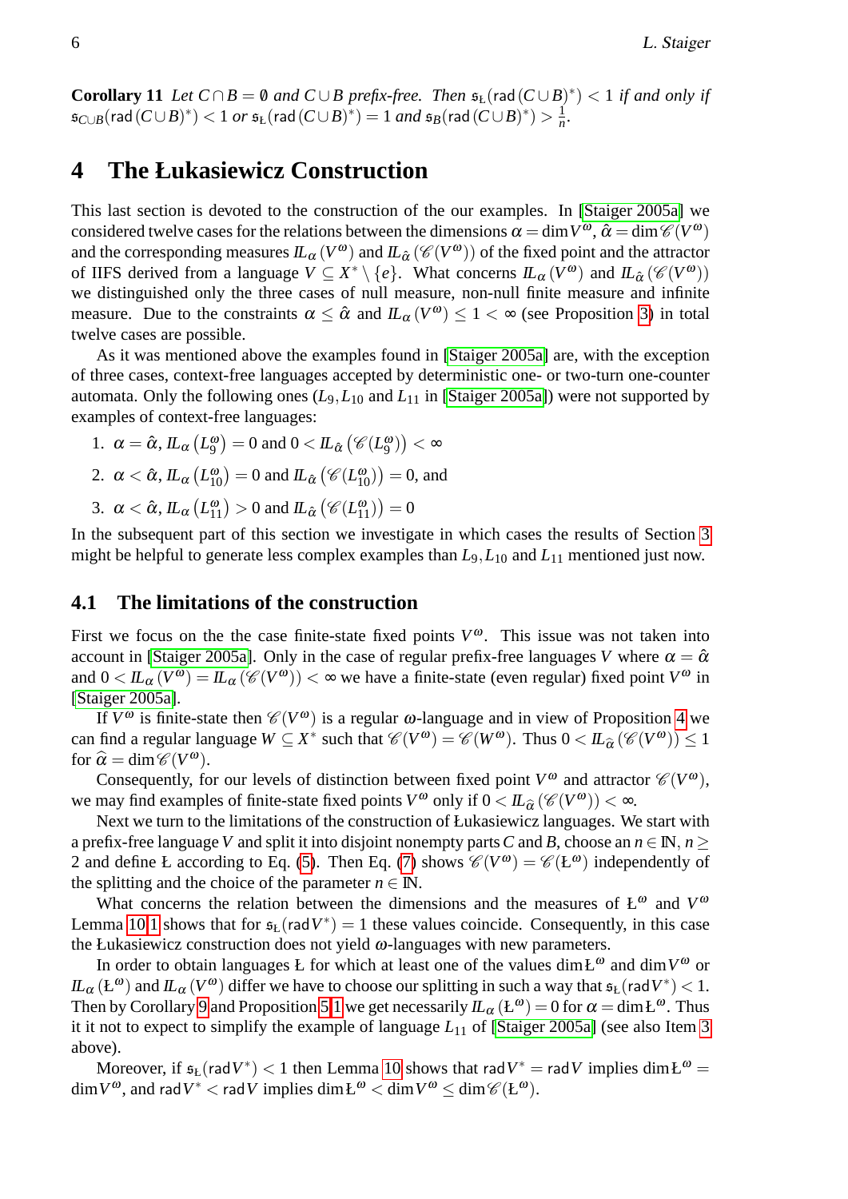**Corollary 11** *Let $C \cap B = \emptyset$ and $C \cup B$ prefix-free. Then $\mathfrak{s}_{Ł}(\mathrm{rad}\,(C \cup B)^*) < 1$ if and only if $\mathfrak{s}_{C \cup B}(\mathrm{rad}\,(C \cup B)^*) < 1$ or $\mathfrak{s}_{Ł}(\mathrm{rad}\,(C \cup B)^*) = 1$ and $\mathfrak{s}_B(\mathrm{rad}\,(C \cup B)^*) > \frac{1}{n}$.*

# 4 The Łukasiewicz Construction

This last section is devoted to the construction of the our examples. In [Staiger 2005a] we considered twelve cases for the relations between the dimensions $\alpha = \dim V^\omega$, $\hat{\alpha} = \dim \mathscr{C}(V^\omega)$ and the corresponding measures $I\!L_\alpha(V^\omega)$ and $I\!L_{\hat{\alpha}}(\mathscr{C}(V^\omega))$ of the fixed point and the attractor of IIFS derived from a language $V \subseteq X^* \setminus \{e\}$. What concerns $I\!L_\alpha(V^\omega)$ and $I\!L_{\hat{\alpha}}(\mathscr{C}(V^\omega))$ we distinguished only the three cases of null measure, non-null finite measure and infinite measure. Due to the constraints $\alpha \leq \hat{\alpha}$ and $I\!L_\alpha(V^\omega) \leq 1 < \infty$ (see Proposition 3) in total twelve cases are possible.

As it was mentioned above the examples found in [Staiger 2005a] are, with the exception of three cases, context-free languages accepted by deterministic one- or two-turn one-counter automata. Only the following ones ($L_9, L_{10}$ and $L_{11}$ in [Staiger 2005a]) were not supported by examples of context-free languages:

1. $\alpha = \hat{\alpha}$, $I\!L_\alpha\left(L_9^\omega\right) = 0$ and $0 < I\!L_{\hat{\alpha}}\left(\mathscr{C}(L_9^\omega)\right) < \infty$
2. $\alpha < \hat{\alpha}$, $I\!L_\alpha\left(L_{10}^\omega\right) = 0$ and $I\!L_{\hat{\alpha}}\left(\mathscr{C}(L_{10}^\omega)\right) = 0$, and
3. $\alpha < \hat{\alpha}$, $I\!L_\alpha\left(L_{11}^\omega\right) > 0$ and $I\!L_{\hat{\alpha}}\left(\mathscr{C}(L_{11}^\omega)\right) = 0$

In the subsequent part of this section we investigate in which cases the results of Section 3 might be helpful to generate less complex examples than $L_9, L_{10}$ and $L_{11}$ mentioned just now.

## 4.1 The limitations of the construction

First we focus on the the case finite-state fixed points $V^\omega$. This issue was not taken into account in [Staiger 2005a]. Only in the case of regular prefix-free languages $V$ where $\alpha = \hat{\alpha}$ and $0 < I\!L_\alpha(V^\omega) = I\!L_\alpha(\mathscr{C}(V^\omega)) < \infty$ we have a finite-state (even regular) fixed point $V^\omega$ in [Staiger 2005a].

If $V^\omega$ is finite-state then $\mathscr{C}(V^\omega)$ is a regular $\omega$-language and in view of Proposition 4 we can find a regular language $W \subseteq X^*$ such that $\mathscr{C}(V^\omega) = \mathscr{C}(W^\omega)$. Thus $0 < I\!L_{\widehat{\alpha}}(\mathscr{C}(V^\omega)) \leq 1$ for $\widehat{\alpha} = \dim \mathscr{C}(V^\omega)$.

Consequently, for our levels of distinction between fixed point $V^\omega$ and attractor $\mathscr{C}(V^\omega)$, we may find examples of finite-state fixed points $V^\omega$ only if $0 < I\!L_{\widehat{\alpha}}(\mathscr{C}(V^\omega)) < \infty$.

Next we turn to the limitations of the construction of Łukasiewicz languages. We start with a prefix-free language $V$ and split it into disjoint nonempty parts $C$ and $B$, choose an $n \in I\!N$, $n \geq 2$ and define Ł according to Eq. (5). Then Eq. (7) shows $\mathscr{C}(V^\omega) = \mathscr{C}(Ł^\omega)$ independently of the splitting and the choice of the parameter $n \in I\!N$.

What concerns the relation between the dimensions and the measures of $Ł^\omega$ and $V^\omega$ Lemma 10.1 shows that for $\mathfrak{s}_{Ł}(\mathrm{rad}\,V^*) = 1$ these values coincide. Consequently, in this case the Łukasiewicz construction does not yield $\omega$-languages with new parameters.

In order to obtain languages Ł for which at least one of the values $\dim Ł^\omega$ and $\dim V^\omega$ or $I\!L_\alpha(Ł^\omega)$ and $I\!L_\alpha(V^\omega)$ differ we have to choose our splitting in such a way that $\mathfrak{s}_{Ł}(\mathrm{rad}\,V^*) < 1$. Then by Corollary 9 and Proposition 5.1 we get necessarily $I\!L_\alpha(Ł^\omega) = 0$ for $\alpha = \dim Ł^\omega$. Thus it it not to expect to simplify the example of language $L_{11}$ of [Staiger 2005a] (see also Item 3 above).

Moreover, if $\mathfrak{s}_{Ł}(\mathrm{rad}\,V^*) < 1$ then Lemma 10 shows that $\mathrm{rad}\,V^* = \mathrm{rad}\,V$ implies $\dim Ł^\omega = \dim V^\omega$, and $\mathrm{rad}\,V^* < \mathrm{rad}\,V$ implies $\dim Ł^\omega < \dim V^\omega \leq \dim \mathscr{C}(Ł^\omega)$.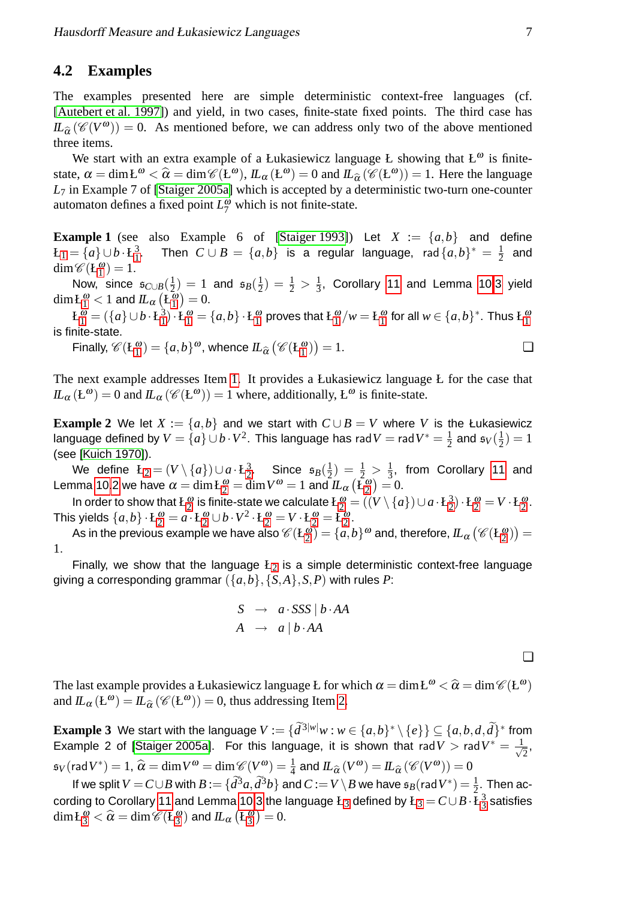## 4.2 Examples

The examples presented here are simple deterministic context-free languages (cf. [Autebert et al. 1997]) and yield, in two cases, finite-state fixed points. The third case has $I\!L_{\widehat{\alpha}}(\mathscr{C}(V^\omega)) = 0$. As mentioned before, we can address only two of the above mentioned three items.

We start with an extra example of a Łukasiewicz language Ł showing that $Ł^\omega$ is finite-state, $\alpha = \dim Ł^\omega < \widehat{\alpha} = \dim \mathscr{C}(Ł^\omega)$, $I\!L_\alpha(Ł^\omega) = 0$ and $I\!L_{\widehat{\alpha}}(\mathscr{C}(Ł^\omega)) = 1$. Here the language $L_7$ in Example 7 of [Staiger 2005a] which is accepted by a deterministic two-turn one-counter automaton defines a fixed point $L_7^\omega$ which is not finite-state.

**Example 1** (see also Example 6 of [Staiger 1993]) Let $X := \{a,b\}$ and define $Ł_1 = \{a\} \cup b \cdot Ł_1^3$. Then $C \cup B = \{a,b\}$ is a regular language, $\operatorname{rad}\{a,b\}^* = \frac{1}{2}$ and $\dim \mathscr{C}(Ł_1^\omega) = 1$.

Now, since $\mathfrak{s}_{C\cup B}(\frac{1}{2}) = 1$ and $\mathfrak{s}_B(\frac{1}{2}) = \frac{1}{2} > \frac{1}{3}$, Corollary 11 and Lemma 10.3 yield $\dim Ł_1^\omega < 1$ and $I\!L_\alpha(Ł_1^\omega) = 0$.

$Ł_1^\omega = (\{a\} \cup b \cdot Ł_1^3) \cdot Ł_1^\omega = \{a,b\} \cdot Ł_1^\omega$ proves that $Ł_1^\omega / w = Ł_1^\omega$ for all $w \in \{a,b\}^*$. Thus $Ł_1^\omega$ is finite-state.

Finally, $\mathscr{C}(Ł_1^\omega) = \{a,b\}^\omega$, whence $I\!L_{\widehat{\alpha}}(\mathscr{C}(Ł_1^\omega)) = 1$. ❑

The next example addresses Item 1. It provides a Łukasiewicz language Ł for the case that $I\!L_\alpha(Ł^\omega) = 0$ and $I\!L_\alpha(\mathscr{C}(Ł^\omega)) = 1$ where, additionally, $Ł^\omega$ is finite-state.

**Example 2** We let $X := \{a,b\}$ and we start with $C \cup B = V$ where $V$ is the Łukasiewicz language defined by $V = \{a\} \cup b \cdot V^2$. This language has $\operatorname{rad} V = \operatorname{rad} V^* = \frac{1}{2}$ and $\mathfrak{s}_V(\frac{1}{2}) = 1$ (see [Kuich 1970]).

We define $Ł_2 = (V \setminus \{a\}) \cup a \cdot Ł_2^3$. Since $\mathfrak{s}_B(\frac{1}{2}) = \frac{1}{2} > \frac{1}{3}$, from Corollary 11 and Lemma 10.2 we have $\alpha = \dim Ł_2^\omega = \dim V^\omega = 1$ and $I\!L_\alpha(Ł_2^\omega) = 0$.

In order to show that $Ł_2^\omega$ is finite-state we calculate $Ł_2^\omega = ((V \setminus \{a\}) \cup a \cdot Ł_2^3) \cdot Ł_2^\omega = V \cdot Ł_2^\omega$. This yields $\{a,b\} \cdot Ł_2^\omega = a \cdot Ł_2^\omega \cup b \cdot V^2 \cdot Ł_2^\omega = V \cdot Ł_2^\omega = Ł_2^\omega$.

As in the previous example we have also $\mathscr{C}(Ł_2^\omega) = \{a,b\}^\omega$ and, therefore, $I\!L_\alpha(\mathscr{C}(Ł_2^\omega)) = 1$.

Finally, we show that the language $Ł_2$ is a simple deterministic context-free language giving a corresponding grammar $(\{a,b\}, \{S,A\}, S, P)$ with rules $P$:

$$
\begin{aligned}
S &\rightarrow a \cdot SSS \mid b \cdot AA \\
A &\rightarrow a \mid b \cdot AA
\end{aligned}
$$

❑

The last example provides a Łukasiewicz language Ł for which $\alpha = \dim Ł^\omega < \widehat{\alpha} = \dim \mathscr{C}(Ł^\omega)$ and $I\!L_\alpha(Ł^\omega) = I\!L_{\widehat{\alpha}}(\mathscr{C}(Ł^\omega)) = 0$, thus addressing Item 2.

**Example 3** We start with the language $V := \{\widetilde{d}^{3|w|} w : w \in \{a,b\}^* \setminus \{e\}\} \subseteq \{a,b,d,\widetilde{d}\}^*$ from Example 2 of [Staiger 2005a]. For this language, it is shown that $\operatorname{rad} V > \operatorname{rad} V^* = \frac{1}{\sqrt{2}}$, $\mathfrak{s}_V(\operatorname{rad} V^*) = 1$, $\widehat{\alpha} = \dim V^\omega = \dim \mathscr{C}(V^\omega) = \frac{1}{4}$ and $I\!L_{\widehat{\alpha}}(V^\omega) = I\!L_{\widehat{\alpha}}(\mathscr{C}(V^\omega)) = 0$

If we split $V = C \cup B$ with $B := \{\widetilde{d}^3 a, \widetilde{d}^3 b\}$ and $C := V \setminus B$ we have $\mathfrak{s}_B(\operatorname{rad} V^*) = \frac{1}{2}$. Then according to Corollary 11 and Lemma 10.3 the language $Ł_3$ defined by $Ł_3 = C \cup B \cdot Ł_3^3$ satisfies $\dim Ł_3^\omega < \widehat{\alpha} = \dim \mathscr{C}(Ł_3^\omega)$ and $I\!L_\alpha(Ł_3^\omega) = 0$.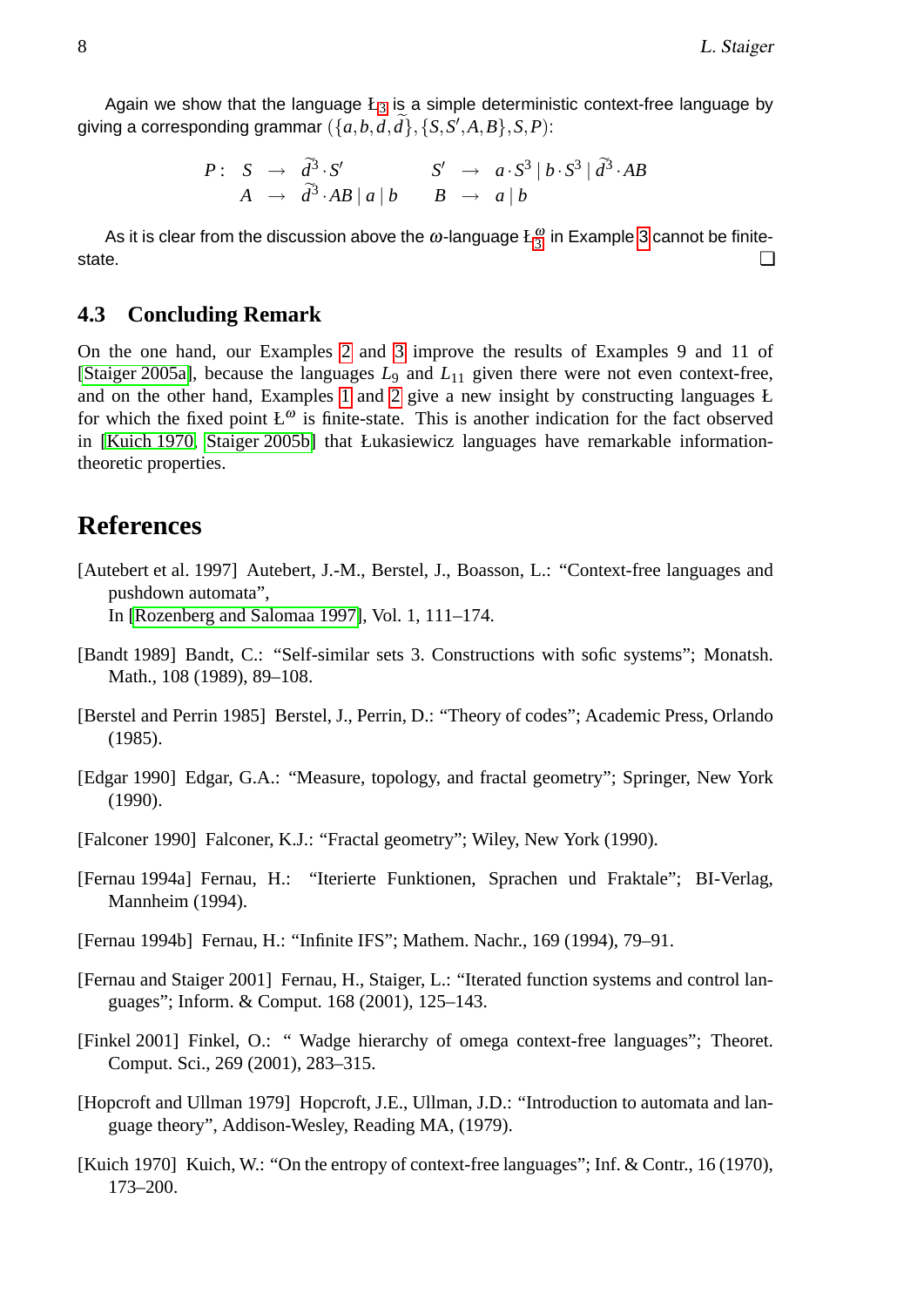Again we show that the language $Ł_3$ is a simple deterministic context-free language by giving a corresponding grammar $(\{a, b, d, \widetilde{d}\}, \{S, S', A, B\}, S, P)$:

$$P: \quad S \rightarrow \widetilde{d}^3 \cdot S' \qquad S' \rightarrow a \cdot S^3 \mid b \cdot S^3 \mid \widetilde{d}^3 \cdot AB$$
$$A \rightarrow \widetilde{d}^3 \cdot AB \mid a \mid b \qquad B \rightarrow a \mid b$$

As it is clear from the discussion above the $\omega$-language $Ł_3^\omega$ in Example 3 cannot be finite-state. ❑

### 4.3 Concluding Remark

On the one hand, our Examples 2 and 3 improve the results of Examples 9 and 11 of [Staiger 2005a], because the languages $L_9$ and $L_{11}$ given there were not even context-free, and on the other hand, Examples 1 and 2 give a new insight by constructing languages Ł for which the fixed point $Ł^\omega$ is finite-state. This is another indication for the fact observed in [Kuich 1970, Staiger 2005b] that Łukasiewicz languages have remarkable information-theoretic properties.

## References

[Autebert et al. 1997] Autebert, J.-M., Berstel, J., Boasson, L.: "Context-free languages and pushdown automata",
In [Rozenberg and Salomaa 1997], Vol. 1, 111–174.

[Bandt 1989] Bandt, C.: "Self-similar sets 3. Constructions with sofic systems"; Monatsh. Math., 108 (1989), 89–108.

[Berstel and Perrin 1985] Berstel, J., Perrin, D.: "Theory of codes"; Academic Press, Orlando (1985).

[Edgar 1990] Edgar, G.A.: "Measure, topology, and fractal geometry"; Springer, New York (1990).

[Falconer 1990] Falconer, K.J.: "Fractal geometry"; Wiley, New York (1990).

[Fernau 1994a] Fernau, H.: "Iterierte Funktionen, Sprachen und Fraktale"; BI-Verlag, Mannheim (1994).

[Fernau 1994b] Fernau, H.: "Infinite IFS"; Mathem. Nachr., 169 (1994), 79–91.

[Fernau and Staiger 2001] Fernau, H., Staiger, L.: "Iterated function systems and control languages"; Inform. & Comput. 168 (2001), 125–143.

[Finkel 2001] Finkel, O.: " Wadge hierarchy of omega context-free languages"; Theoret. Comput. Sci., 269 (2001), 283–315.

[Hopcroft and Ullman 1979] Hopcroft, J.E., Ullman, J.D.: "Introduction to automata and language theory", Addison-Wesley, Reading MA, (1979).

[Kuich 1970] Kuich, W.: "On the entropy of context-free languages"; Inf. & Contr., 16 (1970), 173–200.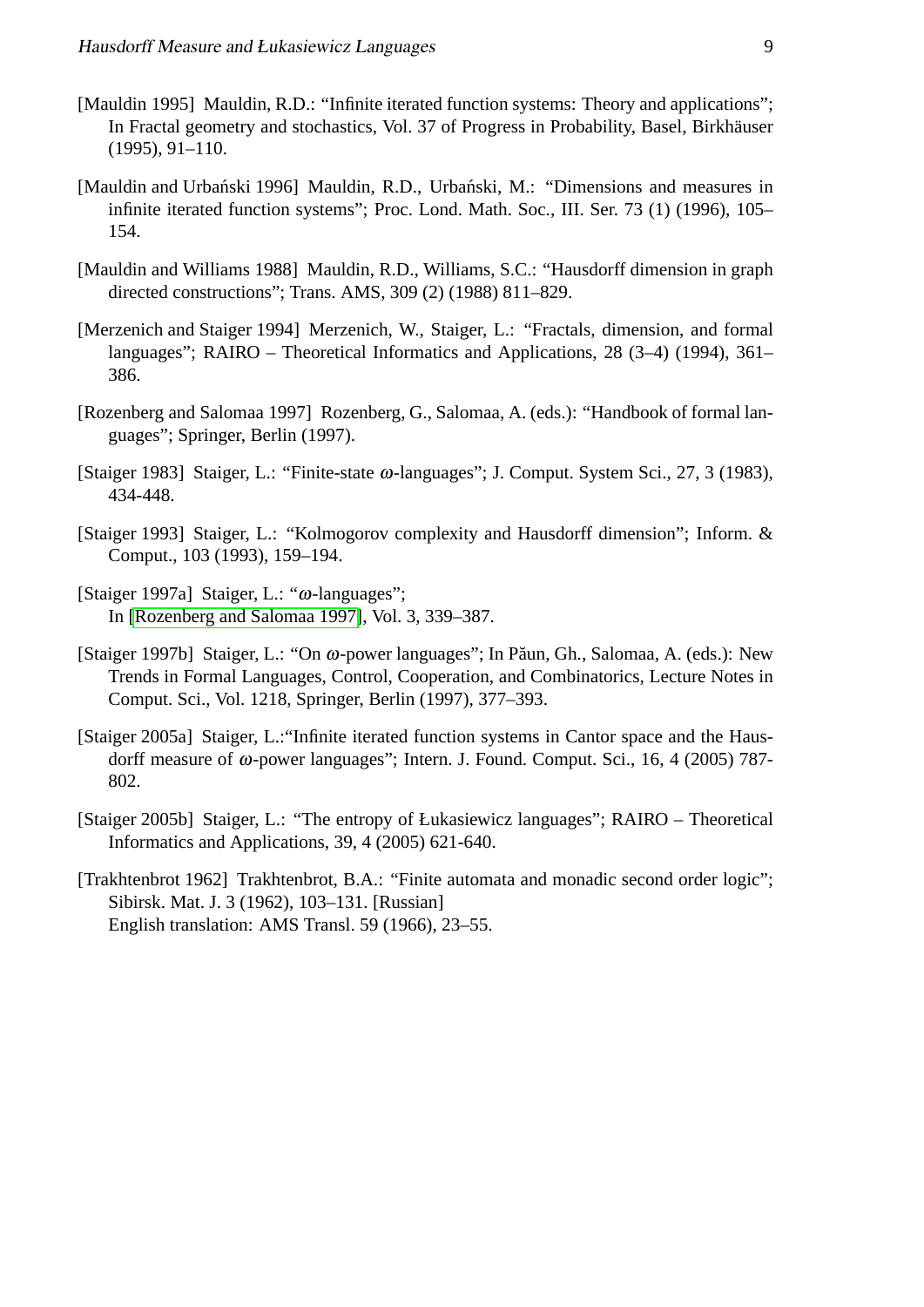[Mauldin 1995] Mauldin, R.D.: "Infinite iterated function systems: Theory and applications"; In Fractal geometry and stochastics, Vol. 37 of Progress in Probability, Basel, Birkhäuser (1995), 91–110.

[Mauldin and Urbański 1996] Mauldin, R.D., Urbański, M.: "Dimensions and measures in infinite iterated function systems"; Proc. Lond. Math. Soc., III. Ser. 73 (1) (1996), 105–154.

[Mauldin and Williams 1988] Mauldin, R.D., Williams, S.C.: "Hausdorff dimension in graph directed constructions"; Trans. AMS, 309 (2) (1988) 811–829.

[Merzenich and Staiger 1994] Merzenich, W., Staiger, L.: "Fractals, dimension, and formal languages"; RAIRO – Theoretical Informatics and Applications, 28 (3–4) (1994), 361–386.

[Rozenberg and Salomaa 1997] Rozenberg, G., Salomaa, A. (eds.): "Handbook of formal languages"; Springer, Berlin (1997).

[Staiger 1983] Staiger, L.: "Finite-state $\omega$-languages"; J. Comput. System Sci., 27, 3 (1983), 434-448.

[Staiger 1993] Staiger, L.: "Kolmogorov complexity and Hausdorff dimension"; Inform. & Comput., 103 (1993), 159–194.

[Staiger 1997a] Staiger, L.: "$\omega$-languages"; In [Rozenberg and Salomaa 1997], Vol. 3, 339–387.

[Staiger 1997b] Staiger, L.: "On $\omega$-power languages"; In Păun, Gh., Salomaa, A. (eds.): New Trends in Formal Languages, Control, Cooperation, and Combinatorics, Lecture Notes in Comput. Sci., Vol. 1218, Springer, Berlin (1997), 377–393.

[Staiger 2005a] Staiger, L.:"Infinite iterated function systems in Cantor space and the Hausdorff measure of $\omega$-power languages"; Intern. J. Found. Comput. Sci., 16, 4 (2005) 787-802.

[Staiger 2005b] Staiger, L.: "The entropy of Łukasiewicz languages"; RAIRO – Theoretical Informatics and Applications, 39, 4 (2005) 621-640.

[Trakhtenbrot 1962] Trakhtenbrot, B.A.: "Finite automata and monadic second order logic"; Sibirsk. Mat. J. 3 (1962), 103–131. [Russian]
English translation: AMS Transl. 59 (1966), 23–55.